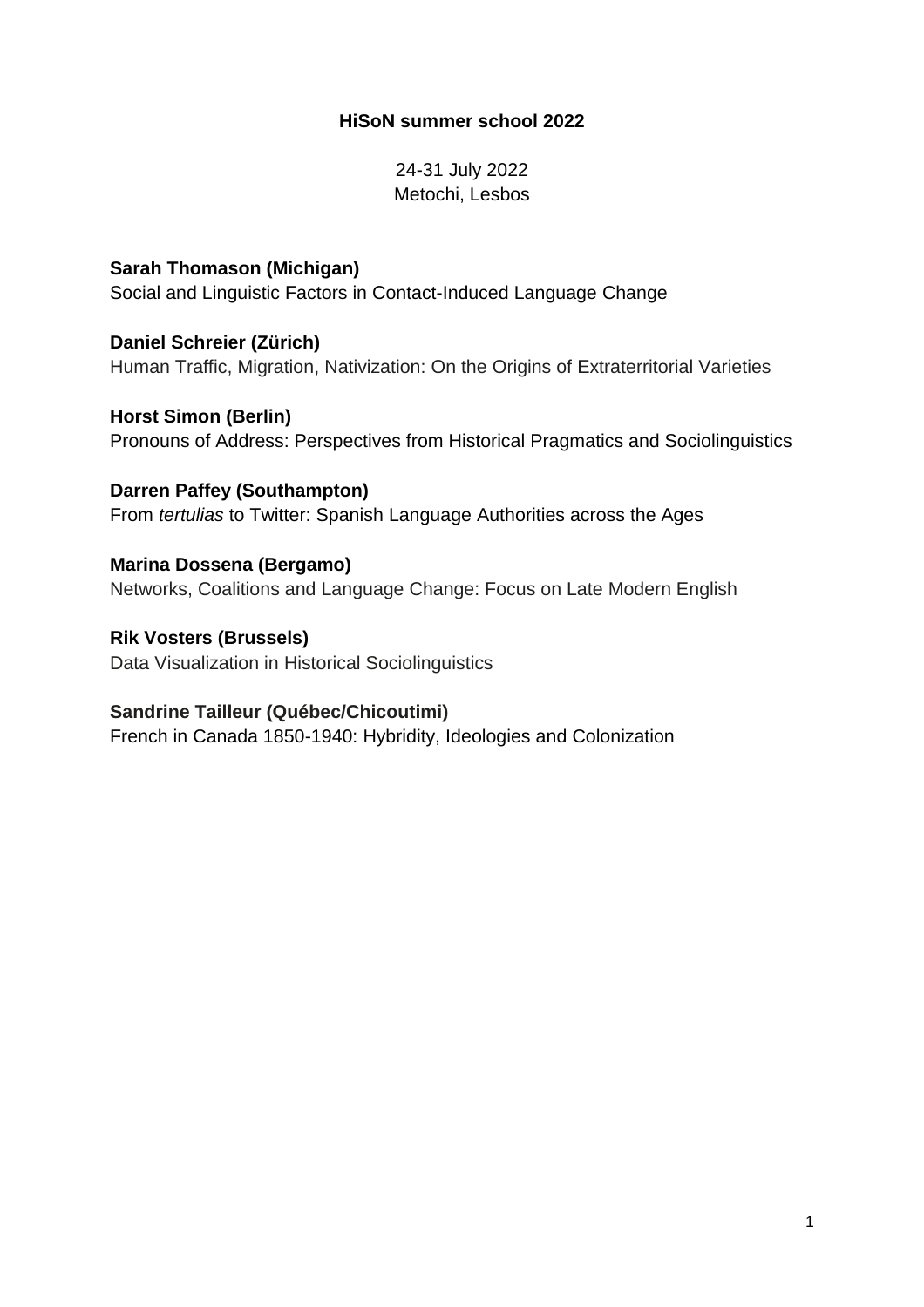# HiSoN summer school 2022

24-31 July 2022
Metochi, Lesbos

**Sarah Thomason (Michigan)**
Social and Linguistic Factors in Contact-Induced Language Change

**Daniel Schreier (Zürich)**
Human Traffic, Migration, Nativization: On the Origins of Extraterritorial Varieties

**Horst Simon (Berlin)**
Pronouns of Address: Perspectives from Historical Pragmatics and Sociolinguistics

**Darren Paffey (Southampton)**
From *tertulias* to Twitter: Spanish Language Authorities across the Ages

**Marina Dossena (Bergamo)**
Networks, Coalitions and Language Change: Focus on Late Modern English

**Rik Vosters (Brussels)**
Data Visualization in Historical Sociolinguistics

**Sandrine Tailleur (Québec/Chicoutimi)**
French in Canada 1850-1940: Hybridity, Ideologies and Colonization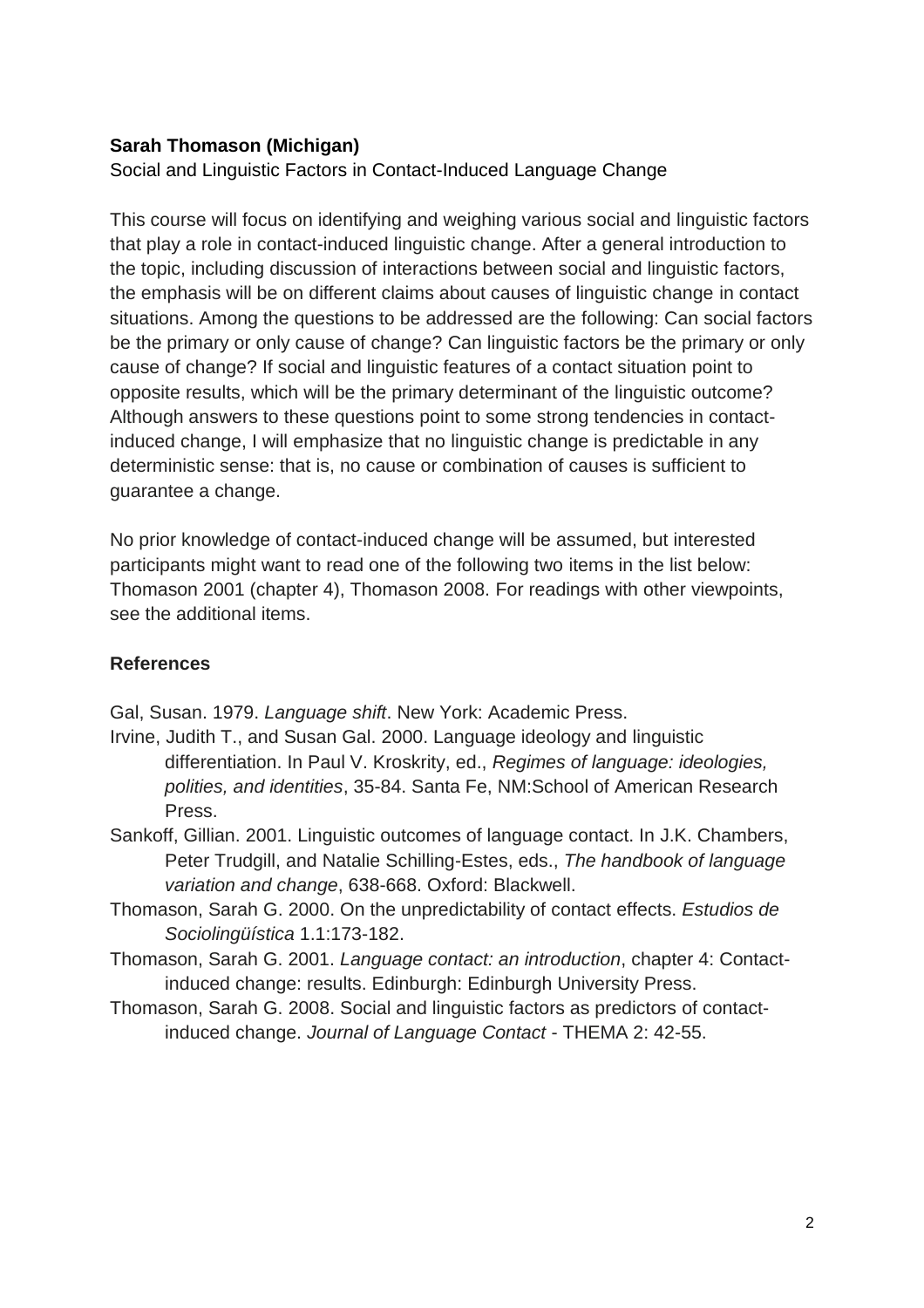**Sarah Thomason (Michigan)**

Social and Linguistic Factors in Contact-Induced Language Change

This course will focus on identifying and weighing various social and linguistic factors that play a role in contact-induced linguistic change. After a general introduction to the topic, including discussion of interactions between social and linguistic factors, the emphasis will be on different claims about causes of linguistic change in contact situations. Among the questions to be addressed are the following: Can social factors be the primary or only cause of change? Can linguistic factors be the primary or only cause of change? If social and linguistic features of a contact situation point to opposite results, which will be the primary determinant of the linguistic outcome? Although answers to these questions point to some strong tendencies in contact-induced change, I will emphasize that no linguistic change is predictable in any deterministic sense: that is, no cause or combination of causes is sufficient to guarantee a change.

No prior knowledge of contact-induced change will be assumed, but interested participants might want to read one of the following two items in the list below: Thomason 2001 (chapter 4), Thomason 2008. For readings with other viewpoints, see the additional items.

**References**

Gal, Susan. 1979. *Language shift*. New York: Academic Press.

Irvine, Judith T., and Susan Gal. 2000. Language ideology and linguistic differentiation. In Paul V. Kroskrity, ed., *Regimes of language: ideologies, polities, and identities*, 35-84. Santa Fe, NM:School of American Research Press.

Sankoff, Gillian. 2001. Linguistic outcomes of language contact. In J.K. Chambers, Peter Trudgill, and Natalie Schilling-Estes, eds., *The handbook of language variation and change*, 638-668. Oxford: Blackwell.

Thomason, Sarah G. 2000. On the unpredictability of contact effects. *Estudios de Sociolingüística* 1.1:173-182.

Thomason, Sarah G. 2001. *Language contact: an introduction*, chapter 4: Contact-induced change: results. Edinburgh: Edinburgh University Press.

Thomason, Sarah G. 2008. Social and linguistic factors as predictors of contact-induced change. *Journal of Language Contact* - THEMA 2: 42-55.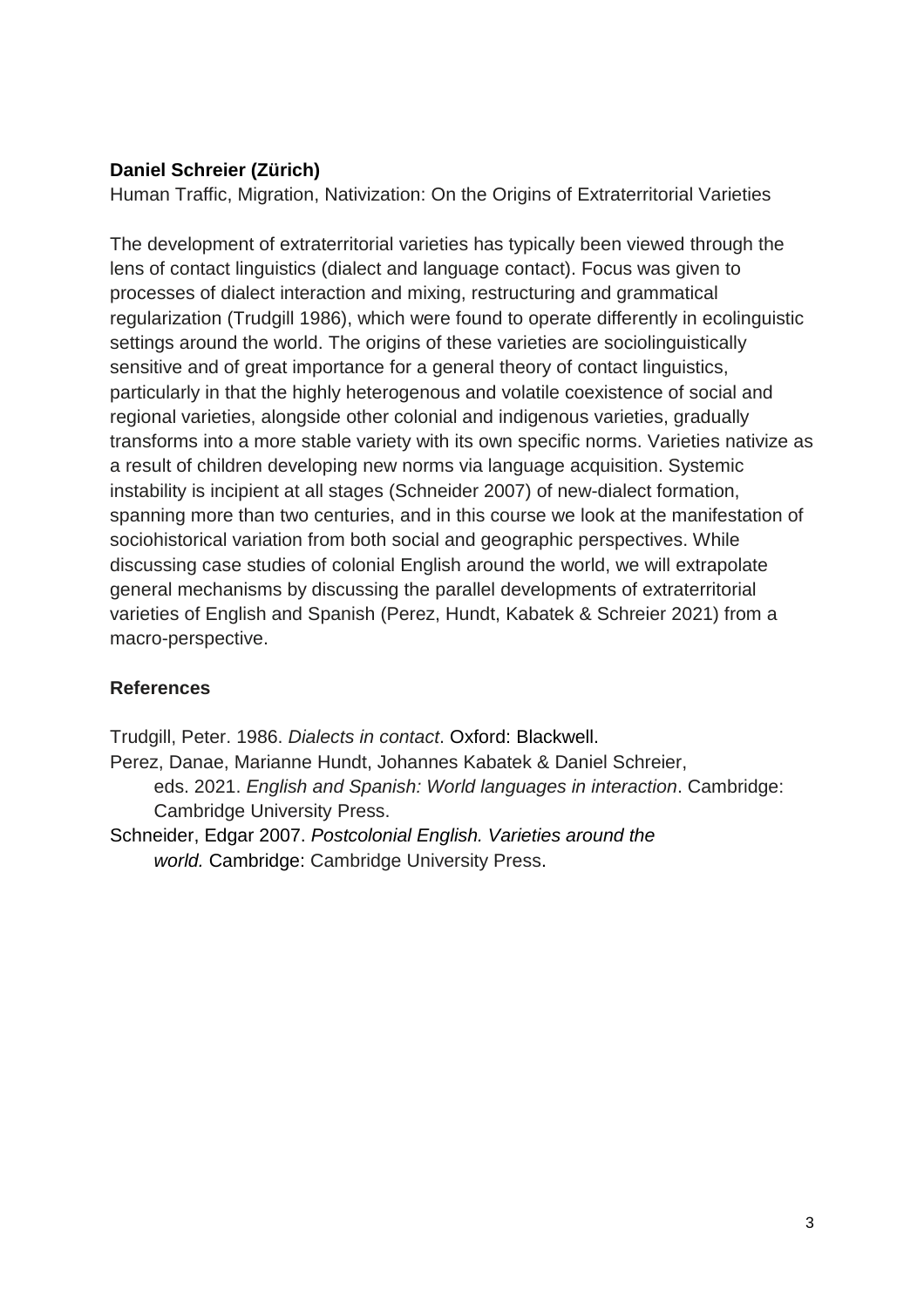**Daniel Schreier (Zürich)**

Human Traffic, Migration, Nativization: On the Origins of Extraterritorial Varieties

The development of extraterritorial varieties has typically been viewed through the lens of contact linguistics (dialect and language contact). Focus was given to processes of dialect interaction and mixing, restructuring and grammatical regularization (Trudgill 1986), which were found to operate differently in ecolinguistic settings around the world. The origins of these varieties are sociolinguistically sensitive and of great importance for a general theory of contact linguistics, particularly in that the highly heterogenous and volatile coexistence of social and regional varieties, alongside other colonial and indigenous varieties, gradually transforms into a more stable variety with its own specific norms. Varieties nativize as a result of children developing new norms via language acquisition. Systemic instability is incipient at all stages (Schneider 2007) of new-dialect formation, spanning more than two centuries, and in this course we look at the manifestation of sociohistorical variation from both social and geographic perspectives. While discussing case studies of colonial English around the world, we will extrapolate general mechanisms by discussing the parallel developments of extraterritorial varieties of English and Spanish (Perez, Hundt, Kabatek & Schreier 2021) from a macro-perspective.

**References**

Trudgill, Peter. 1986. *Dialects in contact*. Oxford: Blackwell.

Perez, Danae, Marianne Hundt, Johannes Kabatek & Daniel Schreier, eds. 2021. *English and Spanish: World languages in interaction*. Cambridge: Cambridge University Press.

Schneider, Edgar 2007. *Postcolonial English. Varieties around the world.* Cambridge: Cambridge University Press.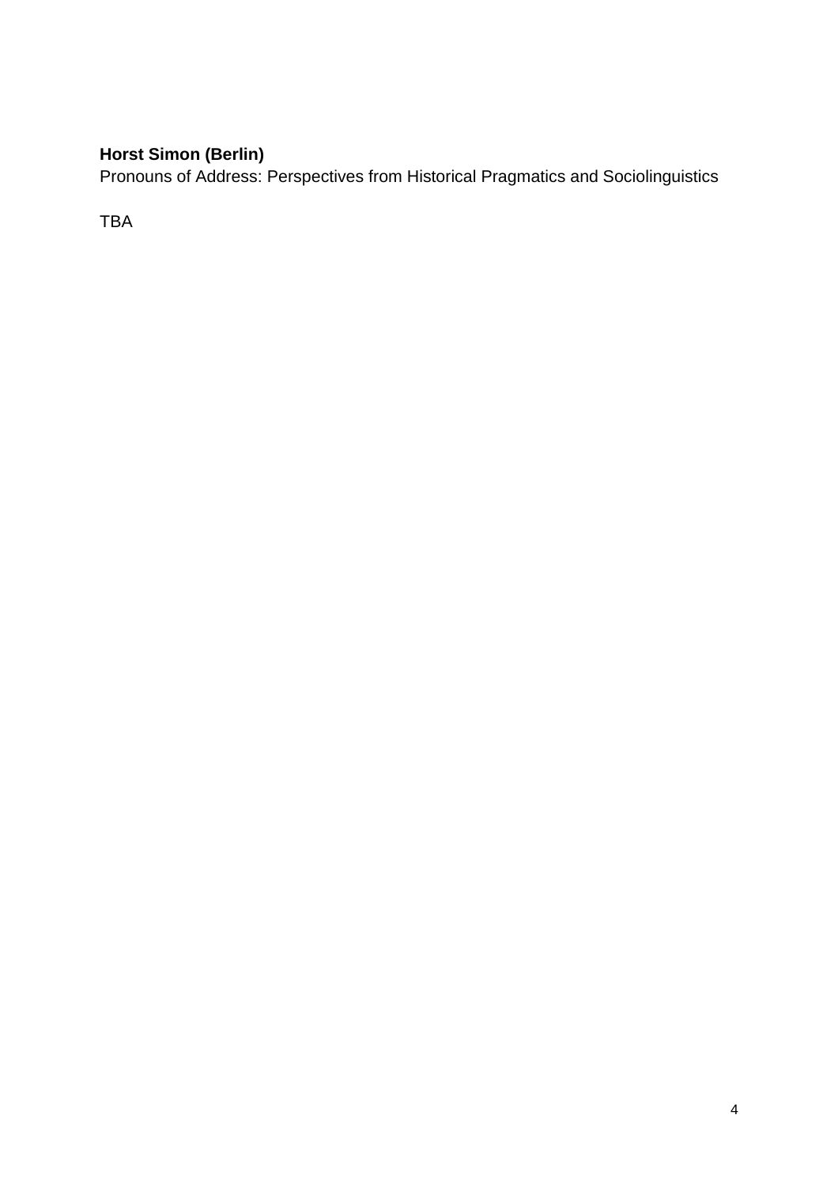**Horst Simon (Berlin)**
Pronouns of Address: Perspectives from Historical Pragmatics and Sociolinguistics

TBA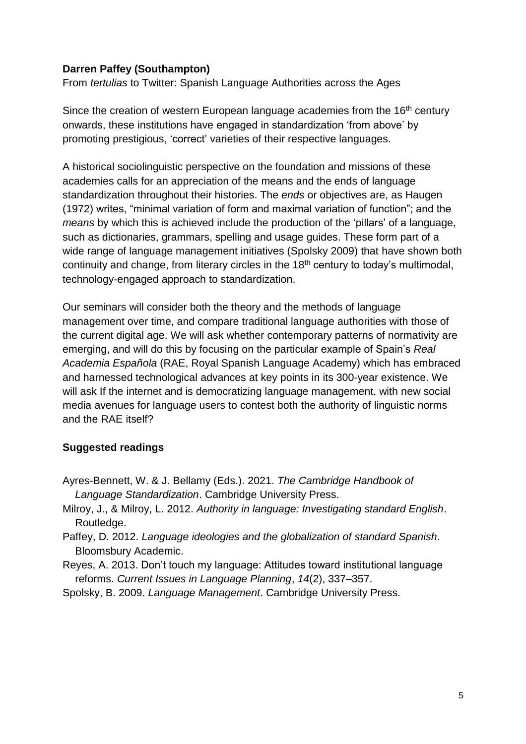**Darren Paffey (Southampton)**

From *tertulias* to Twitter: Spanish Language Authorities across the Ages

Since the creation of western European language academies from the 16th century onwards, these institutions have engaged in standardization 'from above' by promoting prestigious, 'correct' varieties of their respective languages.

A historical sociolinguistic perspective on the foundation and missions of these academies calls for an appreciation of the means and the ends of language standardization throughout their histories. The *ends* or objectives are, as Haugen (1972) writes, "minimal variation of form and maximal variation of function"; and the *means* by which this is achieved include the production of the 'pillars' of a language, such as dictionaries, grammars, spelling and usage guides. These form part of a wide range of language management initiatives (Spolsky 2009) that have shown both continuity and change, from literary circles in the 18th century to today's multimodal, technology-engaged approach to standardization.

Our seminars will consider both the theory and the methods of language management over time, and compare traditional language authorities with those of the current digital age. We will ask whether contemporary patterns of normativity are emerging, and will do this by focusing on the particular example of Spain's *Real Academia Española* (RAE, Royal Spanish Language Academy) which has embraced and harnessed technological advances at key points in its 300-year existence. We will ask If the internet and is democratizing language management, with new social media avenues for language users to contest both the authority of linguistic norms and the RAE itself?

**Suggested readings**

Ayres-Bennett, W. & J. Bellamy (Eds.). 2021. *The Cambridge Handbook of Language Standardization*. Cambridge University Press.

Milroy, J., & Milroy, L. 2012. *Authority in language: Investigating standard English*. Routledge.

Paffey, D. 2012. *Language ideologies and the globalization of standard Spanish*. Bloomsbury Academic.

Reyes, A. 2013. Don't touch my language: Attitudes toward institutional language reforms. *Current Issues in Language Planning*, *14*(2), 337–357.

Spolsky, B. 2009. *Language Management*. Cambridge University Press.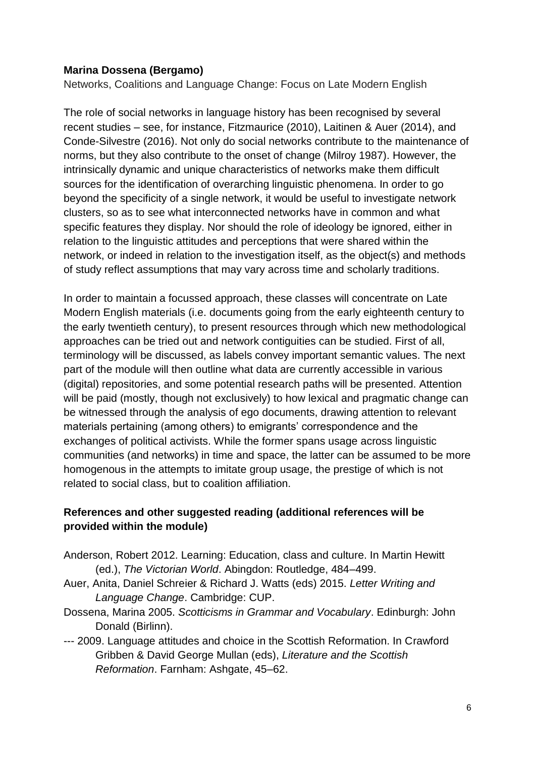**Marina Dossena (Bergamo)**

Networks, Coalitions and Language Change: Focus on Late Modern English

The role of social networks in language history has been recognised by several recent studies – see, for instance, Fitzmaurice (2010), Laitinen & Auer (2014), and Conde-Silvestre (2016). Not only do social networks contribute to the maintenance of norms, but they also contribute to the onset of change (Milroy 1987). However, the intrinsically dynamic and unique characteristics of networks make them difficult sources for the identification of overarching linguistic phenomena. In order to go beyond the specificity of a single network, it would be useful to investigate network clusters, so as to see what interconnected networks have in common and what specific features they display. Nor should the role of ideology be ignored, either in relation to the linguistic attitudes and perceptions that were shared within the network, or indeed in relation to the investigation itself, as the object(s) and methods of study reflect assumptions that may vary across time and scholarly traditions.

In order to maintain a focussed approach, these classes will concentrate on Late Modern English materials (i.e. documents going from the early eighteenth century to the early twentieth century), to present resources through which new methodological approaches can be tried out and network contiguities can be studied. First of all, terminology will be discussed, as labels convey important semantic values. The next part of the module will then outline what data are currently accessible in various (digital) repositories, and some potential research paths will be presented. Attention will be paid (mostly, though not exclusively) to how lexical and pragmatic change can be witnessed through the analysis of ego documents, drawing attention to relevant materials pertaining (among others) to emigrants' correspondence and the exchanges of political activists. While the former spans usage across linguistic communities (and networks) in time and space, the latter can be assumed to be more homogenous in the attempts to imitate group usage, the prestige of which is not related to social class, but to coalition affiliation.

**References and other suggested reading (additional references will be provided within the module)**

Anderson, Robert 2012. Learning: Education, class and culture. In Martin Hewitt (ed.), *The Victorian World*. Abingdon: Routledge, 484–499.

Auer, Anita, Daniel Schreier & Richard J. Watts (eds) 2015. *Letter Writing and Language Change*. Cambridge: CUP.

Dossena, Marina 2005. *Scotticisms in Grammar and Vocabulary*. Edinburgh: John Donald (Birlinn).

--- 2009. Language attitudes and choice in the Scottish Reformation. In Crawford Gribben & David George Mullan (eds), *Literature and the Scottish Reformation*. Farnham: Ashgate, 45–62.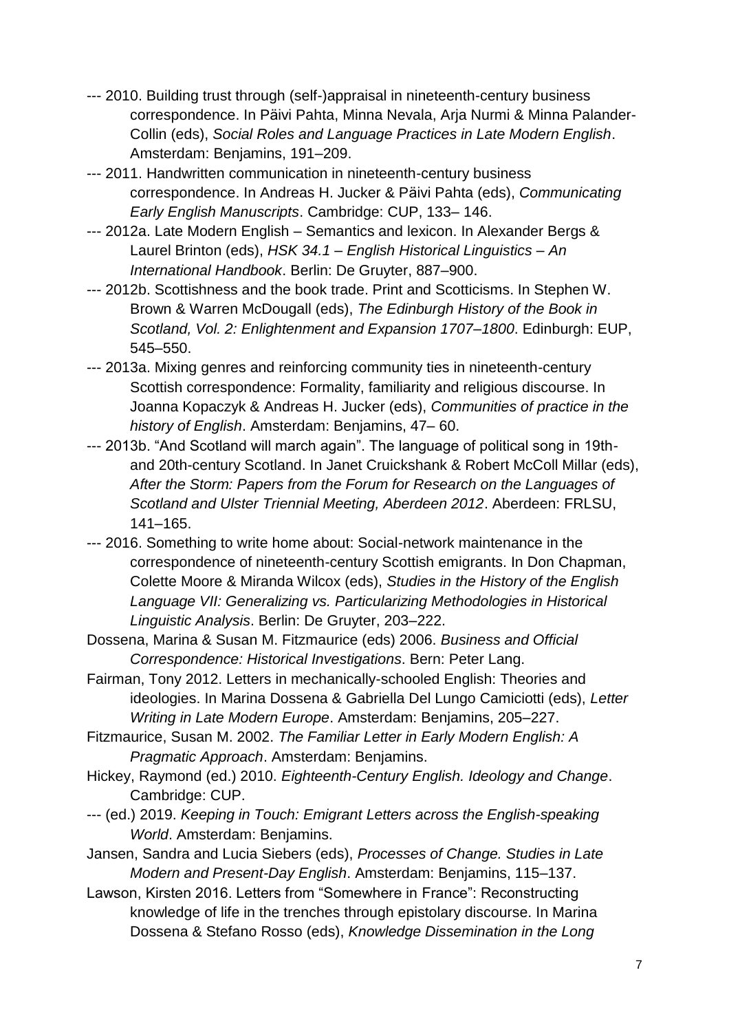--- 2010. Building trust through (self-)appraisal in nineteenth-century business correspondence. In Päivi Pahta, Minna Nevala, Arja Nurmi & Minna Palander-Collin (eds), *Social Roles and Language Practices in Late Modern English*. Amsterdam: Benjamins, 191–209.

--- 2011. Handwritten communication in nineteenth-century business correspondence. In Andreas H. Jucker & Päivi Pahta (eds), *Communicating Early English Manuscripts*. Cambridge: CUP, 133– 146.

--- 2012a. Late Modern English – Semantics and lexicon. In Alexander Bergs & Laurel Brinton (eds), *HSK 34.1 – English Historical Linguistics – An International Handbook*. Berlin: De Gruyter, 887–900.

--- 2012b. Scottishness and the book trade. Print and Scotticisms. In Stephen W. Brown & Warren McDougall (eds), *The Edinburgh History of the Book in Scotland, Vol. 2: Enlightenment and Expansion 1707–1800*. Edinburgh: EUP, 545–550.

--- 2013a. Mixing genres and reinforcing community ties in nineteenth-century Scottish correspondence: Formality, familiarity and religious discourse. In Joanna Kopaczyk & Andreas H. Jucker (eds), *Communities of practice in the history of English*. Amsterdam: Benjamins, 47– 60.

--- 2013b. "And Scotland will march again". The language of political song in 19th- and 20th-century Scotland. In Janet Cruickshank & Robert McColl Millar (eds), *After the Storm: Papers from the Forum for Research on the Languages of Scotland and Ulster Triennial Meeting, Aberdeen 2012*. Aberdeen: FRLSU, 141–165.

--- 2016. Something to write home about: Social-network maintenance in the correspondence of nineteenth-century Scottish emigrants. In Don Chapman, Colette Moore & Miranda Wilcox (eds), *Studies in the History of the English Language VII: Generalizing vs. Particularizing Methodologies in Historical Linguistic Analysis*. Berlin: De Gruyter, 203–222.

Dossena, Marina & Susan M. Fitzmaurice (eds) 2006. *Business and Official Correspondence: Historical Investigations*. Bern: Peter Lang.

Fairman, Tony 2012. Letters in mechanically-schooled English: Theories and ideologies. In Marina Dossena & Gabriella Del Lungo Camiciotti (eds), *Letter Writing in Late Modern Europe*. Amsterdam: Benjamins, 205–227.

Fitzmaurice, Susan M. 2002. *The Familiar Letter in Early Modern English: A Pragmatic Approach*. Amsterdam: Benjamins.

Hickey, Raymond (ed.) 2010. *Eighteenth-Century English. Ideology and Change*. Cambridge: CUP.

--- (ed.) 2019. *Keeping in Touch: Emigrant Letters across the English-speaking World*. Amsterdam: Benjamins.

Jansen, Sandra and Lucia Siebers (eds), *Processes of Change. Studies in Late Modern and Present-Day English*. Amsterdam: Benjamins, 115–137.

Lawson, Kirsten 2016. Letters from "Somewhere in France": Reconstructing knowledge of life in the trenches through epistolary discourse. In Marina Dossena & Stefano Rosso (eds), *Knowledge Dissemination in the Long*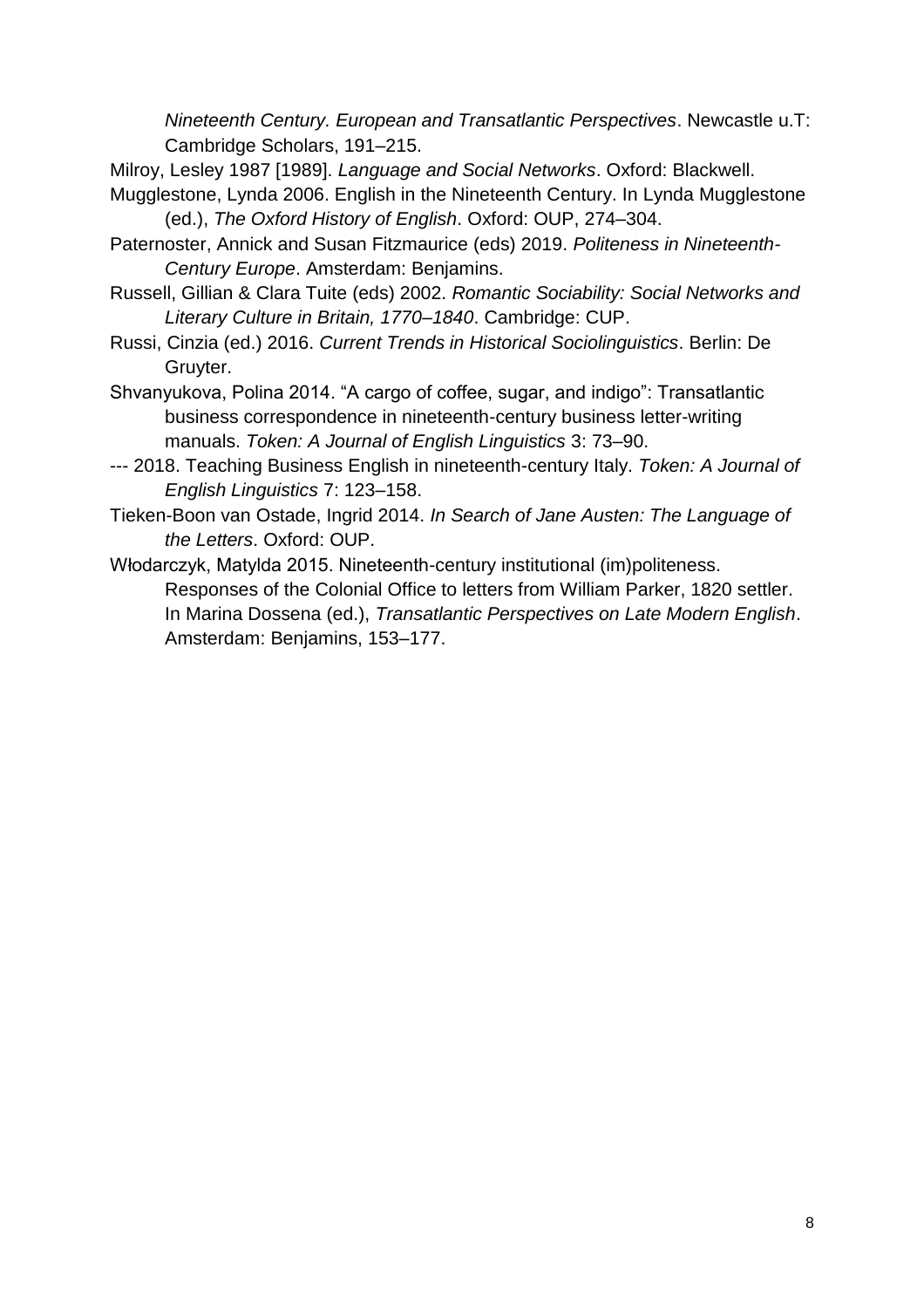*Nineteenth Century. European and Transatlantic Perspectives*. Newcastle u.T: Cambridge Scholars, 191–215.

Milroy, Lesley 1987 [1989]. *Language and Social Networks*. Oxford: Blackwell.

Mugglestone, Lynda 2006. English in the Nineteenth Century. In Lynda Mugglestone (ed.), *The Oxford History of English*. Oxford: OUP, 274–304.

Paternoster, Annick and Susan Fitzmaurice (eds) 2019. *Politeness in Nineteenth-Century Europe*. Amsterdam: Benjamins.

Russell, Gillian & Clara Tuite (eds) 2002. *Romantic Sociability: Social Networks and Literary Culture in Britain, 1770–1840*. Cambridge: CUP.

Russi, Cinzia (ed.) 2016. *Current Trends in Historical Sociolinguistics*. Berlin: De Gruyter.

Shvanyukova, Polina 2014. "A cargo of coffee, sugar, and indigo": Transatlantic business correspondence in nineteenth-century business letter-writing manuals. *Token: A Journal of English Linguistics* 3: 73–90.

--- 2018. Teaching Business English in nineteenth-century Italy. *Token: A Journal of English Linguistics* 7: 123–158.

Tieken-Boon van Ostade, Ingrid 2014. *In Search of Jane Austen: The Language of the Letters*. Oxford: OUP.

Włodarczyk, Matylda 2015. Nineteenth-century institutional (im)politeness. Responses of the Colonial Office to letters from William Parker, 1820 settler. In Marina Dossena (ed.), *Transatlantic Perspectives on Late Modern English*. Amsterdam: Benjamins, 153–177.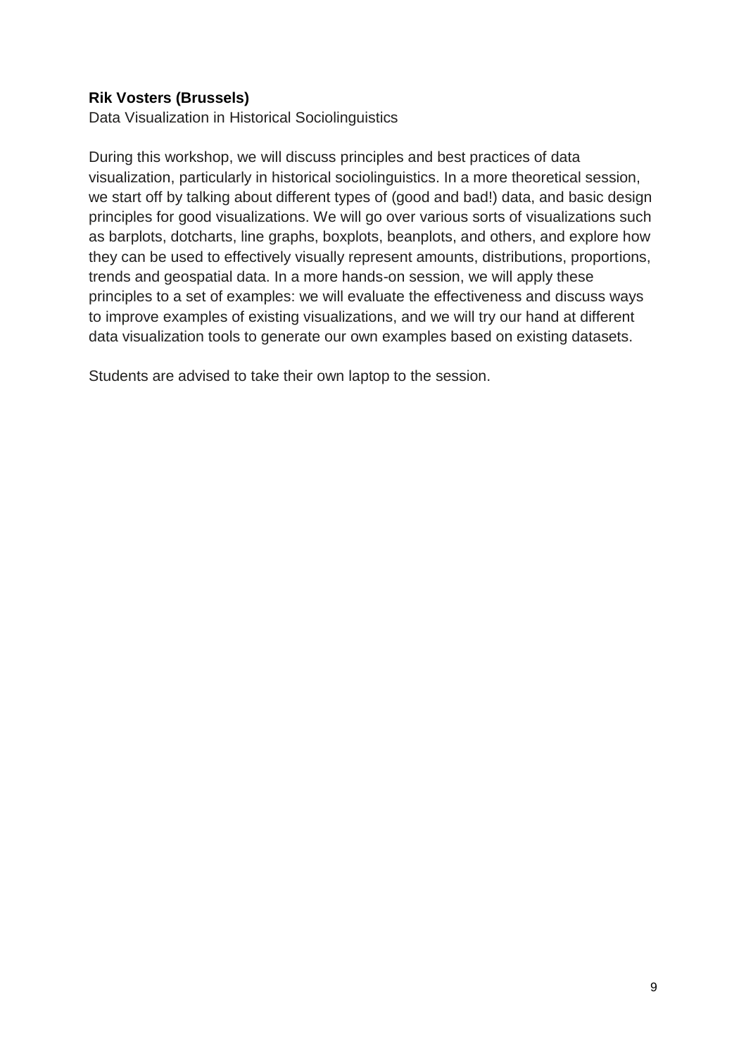**Rik Vosters (Brussels)**
Data Visualization in Historical Sociolinguistics

During this workshop, we will discuss principles and best practices of data visualization, particularly in historical sociolinguistics. In a more theoretical session, we start off by talking about different types of (good and bad!) data, and basic design principles for good visualizations. We will go over various sorts of visualizations such as barplots, dotcharts, line graphs, boxplots, beanplots, and others, and explore how they can be used to effectively visually represent amounts, distributions, proportions, trends and geospatial data. In a more hands-on session, we will apply these principles to a set of examples: we will evaluate the effectiveness and discuss ways to improve examples of existing visualizations, and we will try our hand at different data visualization tools to generate our own examples based on existing datasets.

Students are advised to take their own laptop to the session.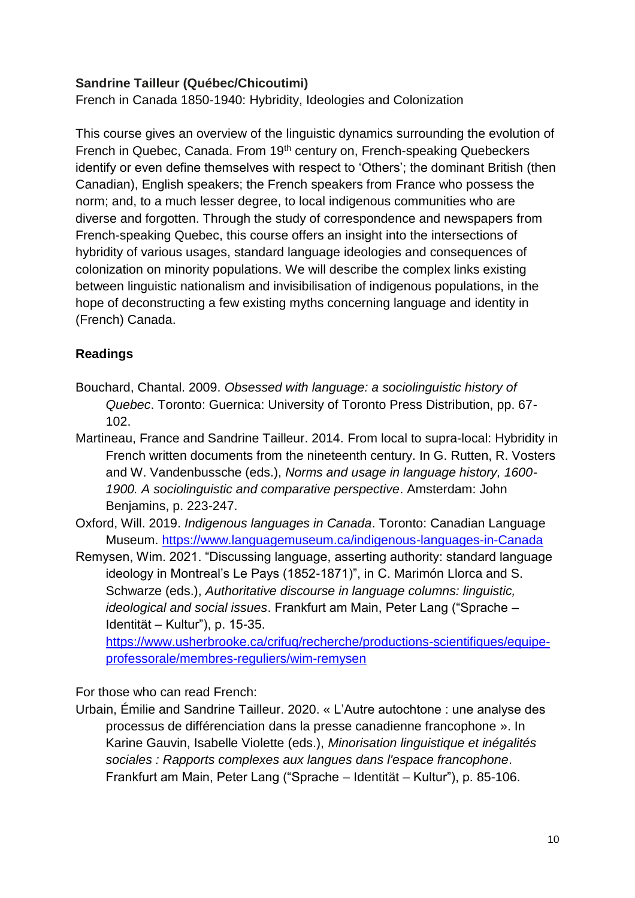**Sandrine Tailleur (Québec/Chicoutimi)**

French in Canada 1850-1940: Hybridity, Ideologies and Colonization

This course gives an overview of the linguistic dynamics surrounding the evolution of French in Quebec, Canada. From 19th century on, French-speaking Quebeckers identify or even define themselves with respect to 'Others'; the dominant British (then Canadian), English speakers; the French speakers from France who possess the norm; and, to a much lesser degree, to local indigenous communities who are diverse and forgotten. Through the study of correspondence and newspapers from French-speaking Quebec, this course offers an insight into the intersections of hybridity of various usages, standard language ideologies and consequences of colonization on minority populations. We will describe the complex links existing between linguistic nationalism and invisibilisation of indigenous populations, in the hope of deconstructing a few existing myths concerning language and identity in (French) Canada.

**Readings**

Bouchard, Chantal. 2009. *Obsessed with language: a sociolinguistic history of Quebec*. Toronto: Guernica: University of Toronto Press Distribution, pp. 67-102.

Martineau, France and Sandrine Tailleur. 2014. From local to supra-local: Hybridity in French written documents from the nineteenth century. In G. Rutten, R. Vosters and W. Vandenbussche (eds.), *Norms and usage in language history, 1600-1900. A sociolinguistic and comparative perspective*. Amsterdam: John Benjamins, p. 223-247.

Oxford, Will. 2019. *Indigenous languages in Canada*. Toronto: Canadian Language Museum. https://www.languagemuseum.ca/indigenous-languages-in-Canada

Remysen, Wim. 2021. "Discussing language, asserting authority: standard language ideology in Montreal's Le Pays (1852-1871)", in C. Marimón Llorca and S. Schwarze (eds.), *Authoritative discourse in language columns: linguistic, ideological and social issues*. Frankfurt am Main, Peter Lang ("Sprache – Identität – Kultur"), p. 15-35. https://www.usherbrooke.ca/crifuq/recherche/productions-scientifiques/equipe-professorale/membres-reguliers/wim-remysen

For those who can read French:

Urbain, Émilie and Sandrine Tailleur. 2020. « L'Autre autochtone : une analyse des processus de différenciation dans la presse canadienne francophone ». In Karine Gauvin, Isabelle Violette (eds.), *Minorisation linguistique et inégalités sociales : Rapports complexes aux langues dans l'espace francophone*. Frankfurt am Main, Peter Lang ("Sprache – Identität – Kultur"), p. 85-106.